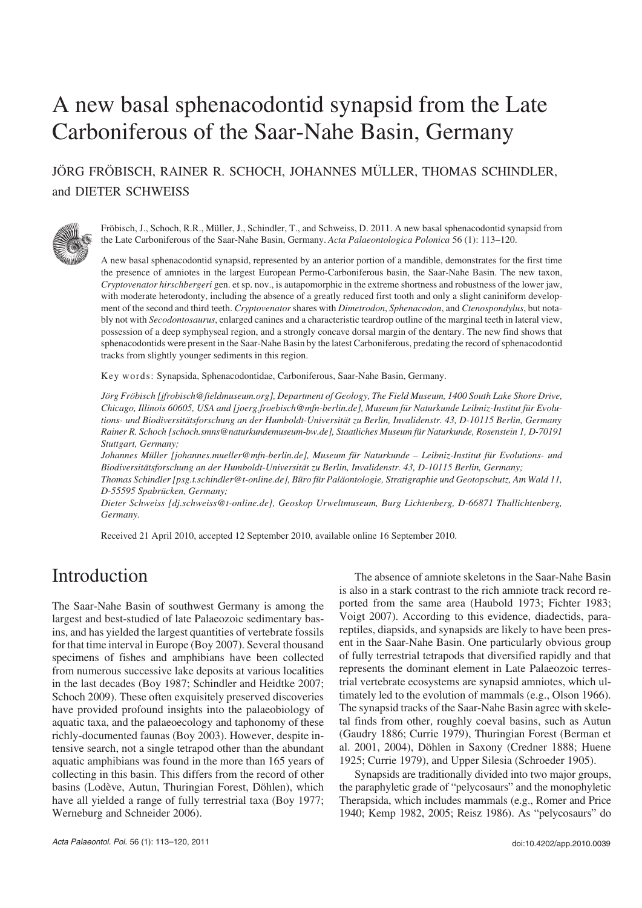# A new basal sphenacodontid synapsid from the Late Carboniferous of the Saar-Nahe Basin, Germany

JÖRG FRÖBISCH, RAINER R. SCHOCH, JOHANNES MÜLLER, THOMAS SCHINDLER, and DIETER SCHWEISS

Fröbisch, J., Schoch, R.R., Müller, J., Schindler, T., and Schweiss, D. 2011. A new basal sphenacodontid synapsid from the Late Carboniferous of the Saar-Nahe Basin, Germany. *Acta Palaeontologica Polonica* 56 (1): 113–120.

A new basal sphenacodontid synapsid, represented by an anterior portion of a mandible, demonstrates for the first time the presence of amniotes in the largest European Permo-Carboniferous basin, the Saar-Nahe Basin. The new taxon, *Cryptovenator hirschbergeri* gen. et sp. nov., is autapomorphic in the extreme shortness and robustness of the lower jaw, with moderate heterodonty, including the absence of a greatly reduced first tooth and only a slight caniniform development of the second and third teeth. *Cryptovenator* shares with *Dimetrodon*, *Sphenacodon*, and *Ctenospondylus*, but notably not with *Secodontosaurus*, enlarged canines and a characteristic teardrop outline of the marginal teeth in lateral view, possession of a deep symphyseal region, and a strongly concave dorsal margin of the dentary. The new find shows that sphenacodontids were present in the Saar-Nahe Basin by the latest Carboniferous, predating the record of sphenacodontid tracks from slightly younger sediments in this region.

Key words: Synapsida, Sphenacodontidae, Carboniferous, Saar-Nahe Basin, Germany.

*Jörg Fröbisch [jfrobisch@fieldmuseum.org], Department of Geology, The Field Museum, 1400 South Lake Shore Drive, Chicago, Illinois 60605, USA and [joerg.froebisch@mfn-berlin.de], Museum für Naturkunde Leibniz-Institut für Evolutions- und Biodiversitätsforschung an der Humboldt-Universität zu Berlin, Invalidenstr. 43, D-10115 Berlin, Germany*
*Rainer R. Schoch [schoch.smns@naturkundemuseum-bw.de], Staatliches Museum für Naturkunde, Rosenstein 1, D-70191 Stuttgart, Germany;*
*Johannes Müller [johannes.mueller@mfn-berlin.de], Museum für Naturkunde – Leibniz-Institut für Evolutions- und Biodiversitätsforschung an der Humboldt-Universität zu Berlin, Invalidenstr. 43, D-10115 Berlin, Germany;*
*Thomas Schindler [psg.t.schindler@t-online.de], Büro für Paläontologie, Stratigraphie und Geotopschutz, Am Wald 11, D-55595 Spabrücken, Germany;*
*Dieter Schweiss [dj.schweiss@t-online.de], Geoskop Urweltmuseum, Burg Lichtenberg, D-66871 Thallichtenberg, Germany.*

Received 21 April 2010, accepted 12 September 2010, available online 16 September 2010.

## Introduction

The Saar-Nahe Basin of southwest Germany is among the largest and best-studied of late Palaeozoic sedimentary basins, and has yielded the largest quantities of vertebrate fossils for that time interval in Europe (Boy 2007). Several thousand specimens of fishes and amphibians have been collected from numerous successive lake deposits at various localities in the last decades (Boy 1987; Schindler and Heidtke 2007; Schoch 2009). These often exquisitely preserved discoveries have provided profound insights into the palaeobiology of aquatic taxa, and the palaeoecology and taphonomy of these richly-documented faunas (Boy 2003). However, despite intensive search, not a single tetrapod other than the abundant aquatic amphibians was found in the more than 165 years of collecting in this basin. This differs from the record of other basins (Lodève, Autun, Thuringian Forest, Döhlen), which have all yielded a range of fully terrestrial taxa (Boy 1977; Werneburg and Schneider 2006).

The absence of amniote skeletons in the Saar-Nahe Basin is also in a stark contrast to the rich amniote track record reported from the same area (Haubold 1973; Fichter 1983; Voigt 2007). According to this evidence, diadectids, parareptiles, diapsids, and synapsids are likely to have been present in the Saar-Nahe Basin. One particularly obvious group of fully terrestrial tetrapods that diversified rapidly and that represents the dominant element in Late Palaeozoic terrestrial vertebrate ecosystems are synapsid amniotes, which ultimately led to the evolution of mammals (e.g., Olson 1966). The synapsid tracks of the Saar-Nahe Basin agree with skeletal finds from other, roughly coeval basins, such as Autun (Gaudry 1886; Currie 1979), Thuringian Forest (Berman et al. 2001, 2004), Döhlen in Saxony (Credner 1888; Huene 1925; Currie 1979), and Upper Silesia (Schroeder 1905).

Synapsids are traditionally divided into two major groups, the paraphyletic grade of "pelycosaurs" and the monophyletic Therapsida, which includes mammals (e.g., Romer and Price 1940; Kemp 1982, 2005; Reisz 1986). As "pelycosaurs" do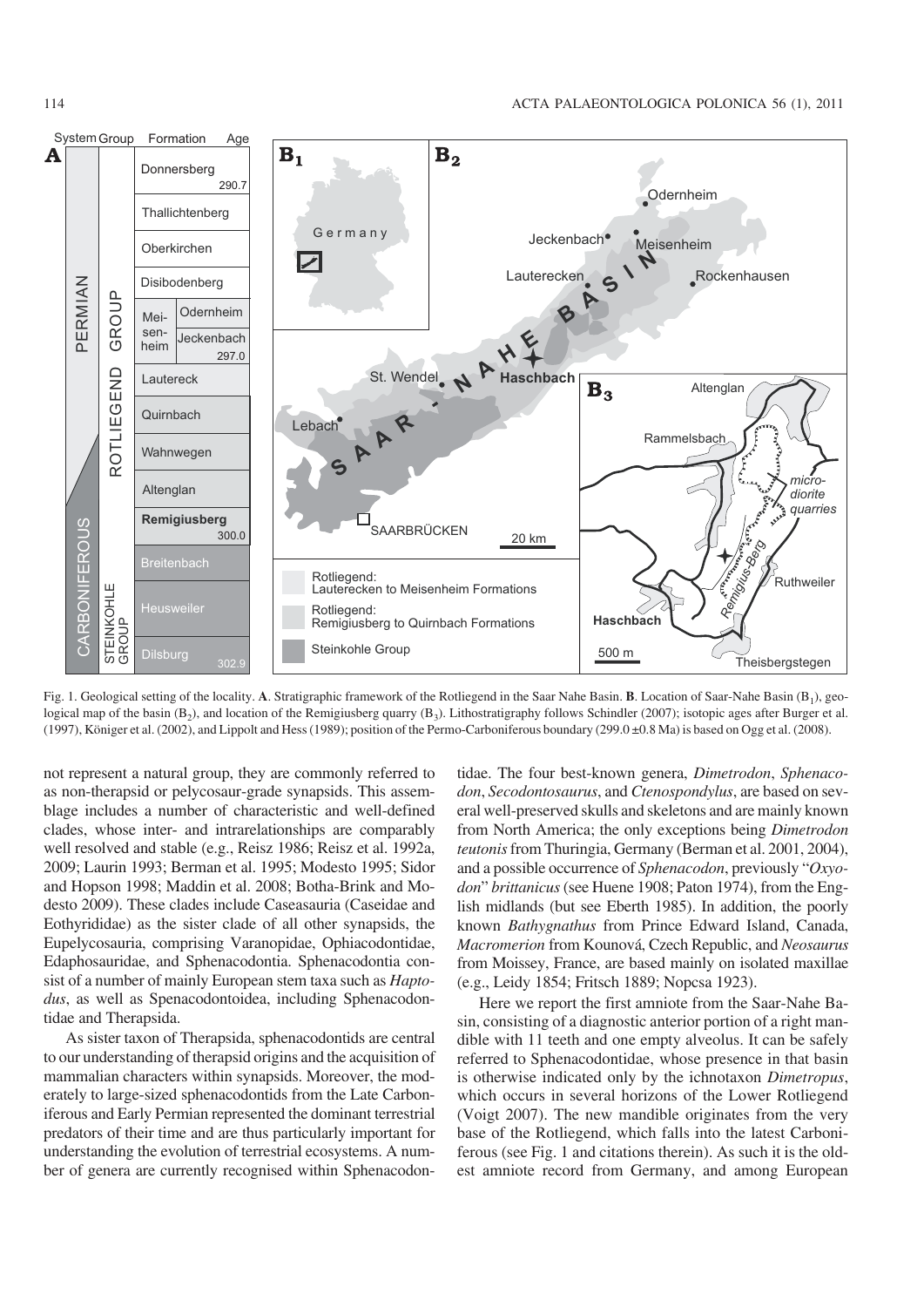Fig. 1. Geological setting of the locality. **A**. Stratigraphic framework of the Rotliegend in the Saar Nahe Basin. **B**. Location of Saar-Nahe Basin ($B_1$), geological map of the basin ($B_2$), and location of the Remigiusberg quarry ($B_3$). Lithostratigraphy follows Schindler (2007); isotopic ages after Burger et al. (1997), Königer et al. (2002), and Lippolt and Hess (1989); position of the Permo-Carboniferous boundary (299.0 ±0.8 Ma) is based on Ogg et al. (2008).

not represent a natural group, they are commonly referred to as non-therapsid or pelycosaur-grade synapsids. This assemblage includes a number of characteristic and well-defined clades, whose inter- and intrarelationships are comparably well resolved and stable (e.g., Reisz 1986; Reisz et al. 1992a, 2009; Laurin 1993; Berman et al. 1995; Modesto 1995; Sidor and Hopson 1998; Maddin et al. 2008; Botha-Brink and Modesto 2009). These clades include Caseasauria (Caseidae and Eothyrididae) as the sister clade of all other synapsids, the Eupelycosauria, comprising Varanopidae, Ophiacodontidae, Edaphosauridae, and Sphenacodontia. Sphenacodontia consist of a number of mainly European stem taxa such as *Haptodus*, as well as Spenacodontoidea, including Sphenacodontidae and Therapsida.

As sister taxon of Therapsida, sphenacodontids are central to our understanding of therapsid origins and the acquisition of mammalian characters within synapsids. Moreover, the moderately to large-sized sphenacodontids from the Late Carboniferous and Early Permian represented the dominant terrestrial predators of their time and are thus particularly important for understanding the evolution of terrestrial ecosystems. A number of genera are currently recognised within Sphenacodontidae. The four best-known genera, *Dimetrodon*, *Sphenacodon*, *Secodontosaurus*, and *Ctenospondylus*, are based on several well-preserved skulls and skeletons and are mainly known from North America; the only exceptions being *Dimetrodon teutonis* from Thuringia, Germany (Berman et al. 2001, 2004), and a possible occurrence of *Sphenacodon*, previously "*Oxyodon*" *brittanicus* (see Huene 1908; Paton 1974), from the English midlands (but see Eberth 1985). In addition, the poorly known *Bathygnathus* from Prince Edward Island, Canada, *Macromerion* from Kounová, Czech Republic, and *Neosaurus* from Moissey, France, are based mainly on isolated maxillae (e.g., Leidy 1854; Fritsch 1889; Nopcsa 1923).

Here we report the first amniote from the Saar-Nahe Basin, consisting of a diagnostic anterior portion of a right mandible with 11 teeth and one empty alveolus. It can be safely referred to Sphenacodontidae, whose presence in that basin is otherwise indicated only by the ichnotaxon *Dimetropus*, which occurs in several horizons of the Lower Rotliegend (Voigt 2007). The new mandible originates from the very base of the Rotliegend, which falls into the latest Carboniferous (see Fig. 1 and citations therein). As such it is the oldest amniote record from Germany, and among European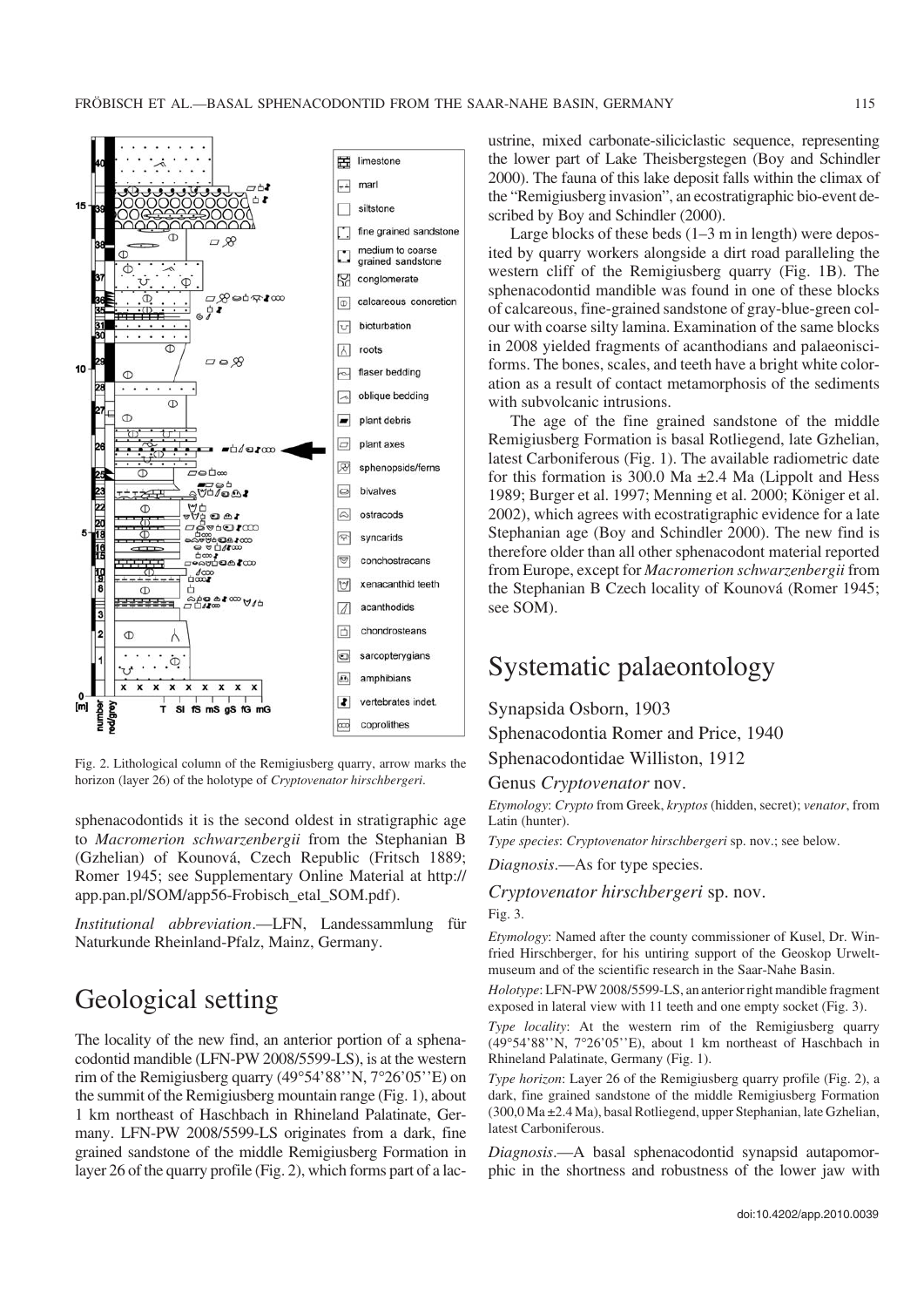Fig. 2. Lithological column of the Remigiusberg quarry, arrow marks the horizon (layer 26) of the holotype of *Cryptovenator hirschbergeri*.

sphenacodontids it is the second oldest in stratigraphic age to *Macromerion schwarzenbergii* from the Stephanian B (Gzhelian) of Kounová, Czech Republic (Fritsch 1889; Romer 1945; see Supplementary Online Material at http://app.pan.pl/SOM/app56-Frobisch_etal_SOM.pdf).

*Institutional abbreviation*.—LFN, Landessammlung für Naturkunde Rheinland-Pfalz, Mainz, Germany.

## Geological setting

The locality of the new find, an anterior portion of a sphenacodontid mandible (LFN-PW 2008/5599-LS), is at the western rim of the Remigiusberg quarry (49°54'88''N, 7°26'05''E) on the summit of the Remigiusberg mountain range (Fig. 1), about 1 km northeast of Haschbach in Rhineland Palatinate, Germany. LFN-PW 2008/5599-LS originates from a dark, fine grained sandstone of the middle Remigiusberg Formation in layer 26 of the quarry profile (Fig. 2), which forms part of a lacustrine, mixed carbonate-siliciclastic sequence, representing the lower part of Lake Theisbergstegen (Boy and Schindler 2000). The fauna of this lake deposit falls within the climax of the "Remigiusberg invasion", an ecostratigraphic bio-event described by Boy and Schindler (2000).

Large blocks of these beds (1–3 m in length) were deposited by quarry workers alongside a dirt road paralleling the western cliff of the Remigiusberg quarry (Fig. 1B). The sphenacodontid mandible was found in one of these blocks of calcareous, fine-grained sandstone of gray-blue-green colour with coarse silty lamina. Examination of the same blocks in 2008 yielded fragments of acanthodians and palaeonisciforms. The bones, scales, and teeth have a bright white coloration as a result of contact metamorphosis of the sediments with subvolcanic intrusions.

The age of the fine grained sandstone of the middle Remigiusberg Formation is basal Rotliegend, late Gzhelian, latest Carboniferous (Fig. 1). The available radiometric date for this formation is 300.0 Ma ±2.4 Ma (Lippolt and Hess 1989; Burger et al. 1997; Menning et al. 2000; Königer et al. 2002), which agrees with ecostratigraphic evidence for a late Stephanian age (Boy and Schindler 2000). The new find is therefore older than all other sphenacodont material reported from Europe, except for *Macromerion schwarzenbergii* from the Stephanian B Czech locality of Kounová (Romer 1945; see SOM).

## Systematic palaeontology

Synapsida Osborn, 1903

Sphenacodontia Romer and Price, 1940

Sphenacodontidae Williston, 1912

Genus *Cryptovenator* nov.

*Etymology*: *Crypto* from Greek, *kryptos* (hidden, secret); *venator*, from Latin (hunter).

*Type species*: *Cryptovenator hirschbergeri* sp. nov.; see below.

*Diagnosis*.—As for type species.

### *Cryptovenator hirschbergeri* sp. nov.

Fig. 3.

*Etymology*: Named after the county commissioner of Kusel, Dr. Winfried Hirschberger, for his untiring support of the Geoskop Urweltmuseum and of the scientific research in the Saar-Nahe Basin.

*Holotype*: LFN-PW 2008/5599-LS, an anterior right mandible fragment exposed in lateral view with 11 teeth and one empty socket (Fig. 3).

*Type locality*: At the western rim of the Remigiusberg quarry (49°54'88''N, 7°26'05''E), about 1 km northeast of Haschbach in Rhineland Palatinate, Germany (Fig. 1).

*Type horizon*: Layer 26 of the Remigiusberg quarry profile (Fig. 2), a dark, fine grained sandstone of the middle Remigiusberg Formation (300,0 Ma ±2.4 Ma), basal Rotliegend, upper Stephanian, late Gzhelian, latest Carboniferous.

*Diagnosis*.—A basal sphenacodontid synapsid autapomorphic in the shortness and robustness of the lower jaw with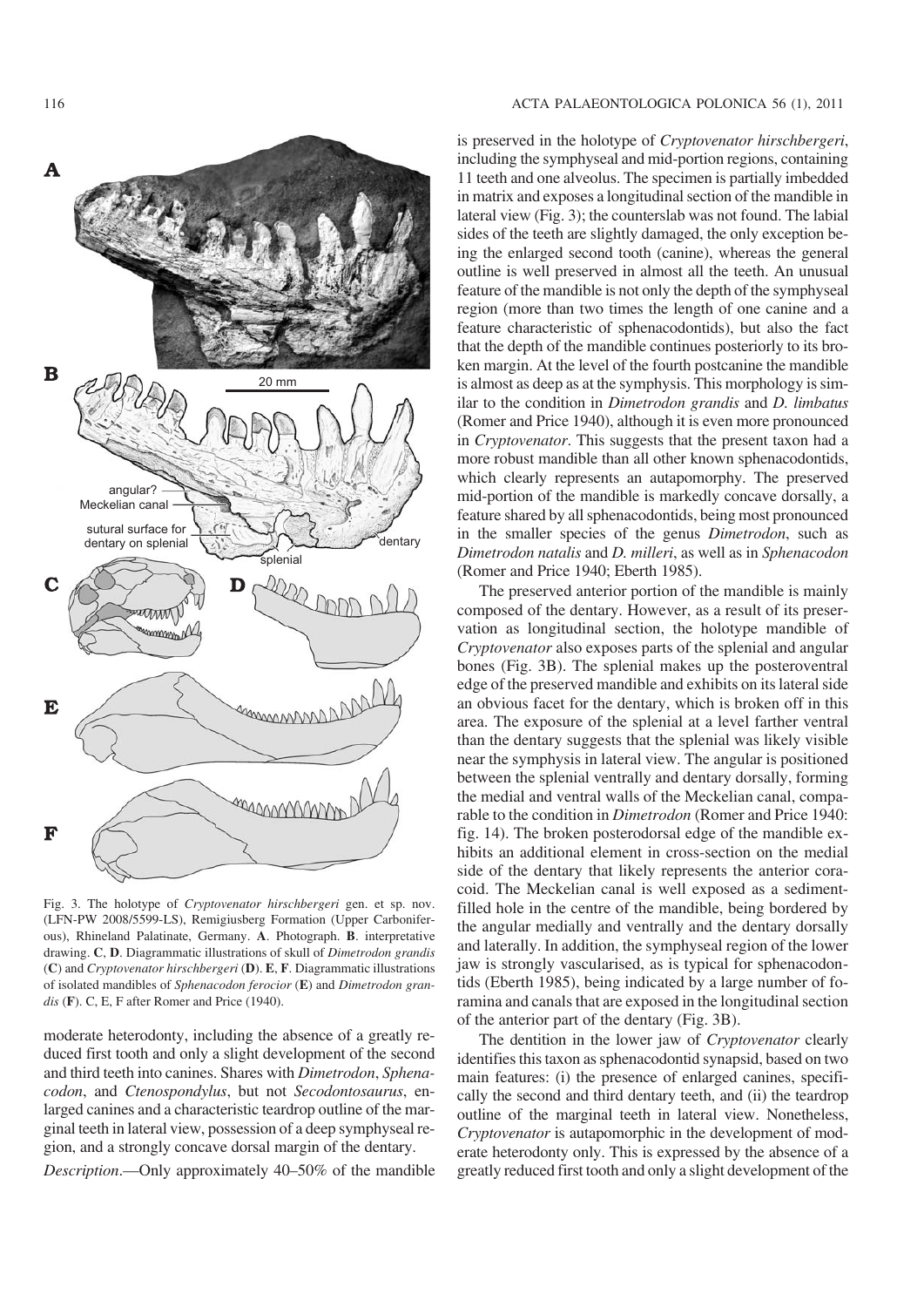Fig. 3. The holotype of *Cryptovenator hirschbergeri* gen. et sp. nov. (LFN-PW 2008/5599-LS), Remigiusberg Formation (Upper Carboniferous), Rhineland Palatinate, Germany. **A**. Photograph. **B**. interpretative drawing. **C**, **D**. Diagrammatic illustrations of skull of *Dimetrodon grandis* (**C**) and *Cryptovenator hirschbergeri* (**D**). **E**, **F**. Diagrammatic illustrations of isolated mandibles of *Sphenacodon ferocior* (**E**) and *Dimetrodon grandis* (**F**). C, E, F after Romer and Price (1940).

moderate heterodonty, including the absence of a greatly reduced first tooth and only a slight development of the second and third teeth into canines. Shares with *Dimetrodon*, *Sphenacodon*, and *Ctenospondylus*, but not *Secodontosaurus*, enlarged canines and a characteristic teardrop outline of the marginal teeth in lateral view, possession of a deep symphyseal region, and a strongly concave dorsal margin of the dentary.

*Description*.—Only approximately 40–50% of the mandible is preserved in the holotype of *Cryptovenator hirschbergeri*, including the symphyseal and mid-portion regions, containing 11 teeth and one alveolus. The specimen is partially imbedded in matrix and exposes a longitudinal section of the mandible in lateral view (Fig. 3); the counterslab was not found. The labial sides of the teeth are slightly damaged, the only exception being the enlarged second tooth (canine), whereas the general outline is well preserved in almost all the teeth. An unusual feature of the mandible is not only the depth of the symphyseal region (more than two times the length of one canine and a feature characteristic of sphenacodontids), but also the fact that the depth of the mandible continues posteriorly to its broken margin. At the level of the fourth postcanine the mandible is almost as deep as at the symphysis. This morphology is similar to the condition in *Dimetrodon grandis* and *D. limbatus* (Romer and Price 1940), although it is even more pronounced in *Cryptovenator*. This suggests that the present taxon had a more robust mandible than all other known sphenacodontids, which clearly represents an autapomorphy. The preserved mid-portion of the mandible is markedly concave dorsally, a feature shared by all sphenacodontids, being most pronounced in the smaller species of the genus *Dimetrodon*, such as *Dimetrodon natalis* and *D. milleri*, as well as in *Sphenacodon* (Romer and Price 1940; Eberth 1985).

The preserved anterior portion of the mandible is mainly composed of the dentary. However, as a result of its preservation as longitudinal section, the holotype mandible of *Cryptovenator* also exposes parts of the splenial and angular bones (Fig. 3B). The splenial makes up the posteroventral edge of the preserved mandible and exhibits on its lateral side an obvious facet for the dentary, which is broken off in this area. The exposure of the splenial at a level farther ventral than the dentary suggests that the splenial was likely visible near the symphysis in lateral view. The angular is positioned between the splenial ventrally and dentary dorsally, forming the medial and ventral walls of the Meckelian canal, comparable to the condition in *Dimetrodon* (Romer and Price 1940: fig. 14). The broken posterodorsal edge of the mandible exhibits an additional element in cross-section on the medial side of the dentary that likely represents the anterior coracoid. The Meckelian canal is well exposed as a sediment-filled hole in the centre of the mandible, being bordered by the angular medially and ventrally and the dentary dorsally and laterally. In addition, the symphyseal region of the lower jaw is strongly vascularised, as is typical for sphenacodontids (Eberth 1985), being indicated by a large number of foramina and canals that are exposed in the longitudinal section of the anterior part of the dentary (Fig. 3B).

The dentition in the lower jaw of *Cryptovenator* clearly identifies this taxon as sphenacodontid synapsid, based on two main features: (i) the presence of enlarged canines, specifically the second and third dentary teeth, and (ii) the teardrop outline of the marginal teeth in lateral view. Nonetheless, *Cryptovenator* is autapomorphic in the development of moderate heterodonty only. This is expressed by the absence of a greatly reduced first tooth and only a slight development of the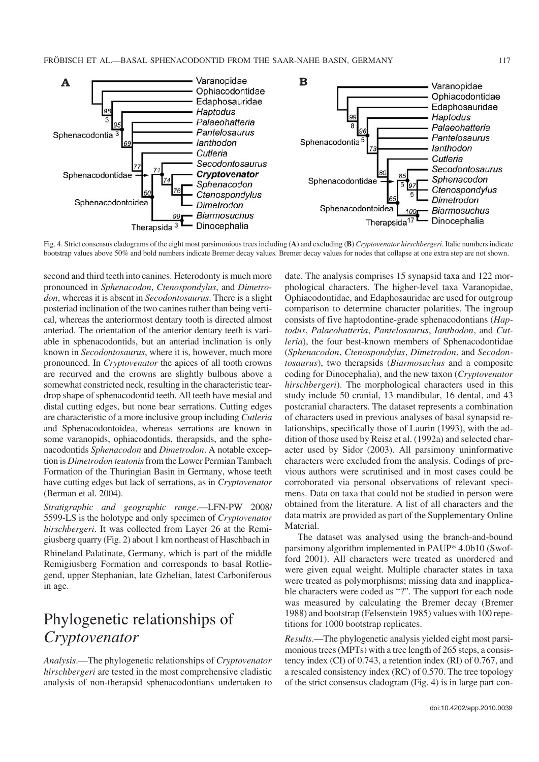Fig. 4. Strict consensus cladograms of the eight most parsimonious trees including (**A**) and excluding (**B**) *Cryptovenator hirschbergeri*. Italic numbers indicate bootstrap values above 50% and bold numbers indicate Bremer decay values. Bremer decay values for nodes that collapse at one extra step are not shown.

second and third teeth into canines. Heterodonty is much more pronounced in *Sphenacodon*, *Ctenospondylus*, and *Dimetrodon*, whereas it is absent in *Secodontosaurus*. There is a slight posteriad inclination of the two canines rather than being vertical, whereas the anteriormost dentary tooth is directed almost anteriad. The orientation of the anterior dentary teeth is variable in sphenacodontids, but an anteriad inclination is only known in *Secodontosaurus*, where it is, however, much more pronounced. In *Cryptovenator* the apices of all tooth crowns are recurved and the crowns are slightly bulbous above a somewhat constricted neck, resulting in the characteristic teardrop shape of sphenacodontid teeth. All teeth have mesial and distal cutting edges, but none bear serrations. Cutting edges are characteristic of a more inclusive group including *Cutleria* and Sphenacodontoidea, whereas serrations are known in some varanopids, ophiacodontids, therapsids, and the sphenacodontids *Sphenacodon* and *Dimetrodon*. A notable exception is *Dimetrodon teutonis* from the Lower Permian Tambach Formation of the Thuringian Basin in Germany, whose teeth have cutting edges but lack of serrations, as in *Cryptovenator* (Berman et al. 2004).

*Stratigraphic and geographic range*.—LFN-PW 2008/5599-LS is the holotype and only specimen of *Cryptovenator hirschbergeri*. It was collected from Layer 26 at the Remigiusberg quarry (Fig. 2) about 1 km northeast of Haschbach in Rhineland Palatinate, Germany, which is part of the middle Remigiusberg Formation and corresponds to basal Rotliegend, upper Stephanian, late Gzhelian, latest Carboniferous in age.

## Phylogenetic relationships of *Cryptovenator*

*Analysis*.—The phylogenetic relationships of *Cryptovenator hirschbergeri* are tested in the most comprehensive cladistic analysis of non-therapsid sphenacodontians undertaken to date. The analysis comprises 15 synapsid taxa and 122 morphological characters. The higher-level taxa Varanopidae, Ophiacodontidae, and Edaphosauridae are used for outgroup comparison to determine character polarities. The ingroup consists of five haptodontine-grade sphenacodontians (*Haptodus*, *Palaeohatteria*, *Pantelosaurus*, *Ianthodon*, and *Cutleria*), the four best-known members of Sphenacodontidae (*Sphenacodon*, *Ctenospondylus*, *Dimetrodon*, and *Secodontosaurus*), two therapsids (*Biarmosuchus* and a composite coding for Dinocephalia), and the new taxon (*Cryptovenator hirschbergeri*). The morphological characters used in this study include 50 cranial, 13 mandibular, 16 dental, and 43 postcranial characters. The dataset represents a combination of characters used in previous analyses of basal synapsid relationships, specifically those of Laurin (1993), with the addition of those used by Reisz et al. (1992a) and selected character used by Sidor (2003). All parsimony uninformative characters were excluded from the analysis. Codings of previous authors were scrutinised and in most cases could be corroborated via personal observations of relevant specimens. Data on taxa that could not be studied in person were obtained from the literature. A list of all characters and the data matrix are provided as part of the Supplementary Online Material.

The dataset was analysed using the branch-and-bound parsimony algorithm implemented in PAUP* 4.0b10 (Swofford 2001). All characters were treated as unordered and were given equal weight. Multiple character states in taxa were treated as polymorphisms; missing data and inapplicable characters were coded as "?". The support for each node was measured by calculating the Bremer decay (Bremer 1988) and bootstrap (Felsenstein 1985) values with 100 repetitions for 1000 bootstrap replicates.

*Results*.—The phylogenetic analysis yielded eight most parsimonious trees (MPTs) with a tree length of 265 steps, a consistency index (CI) of 0.743, a retention index (RI) of 0.767, and a rescaled consistency index (RC) of 0.570. The tree topology of the strict consensus cladogram (Fig. 4) is in large part con-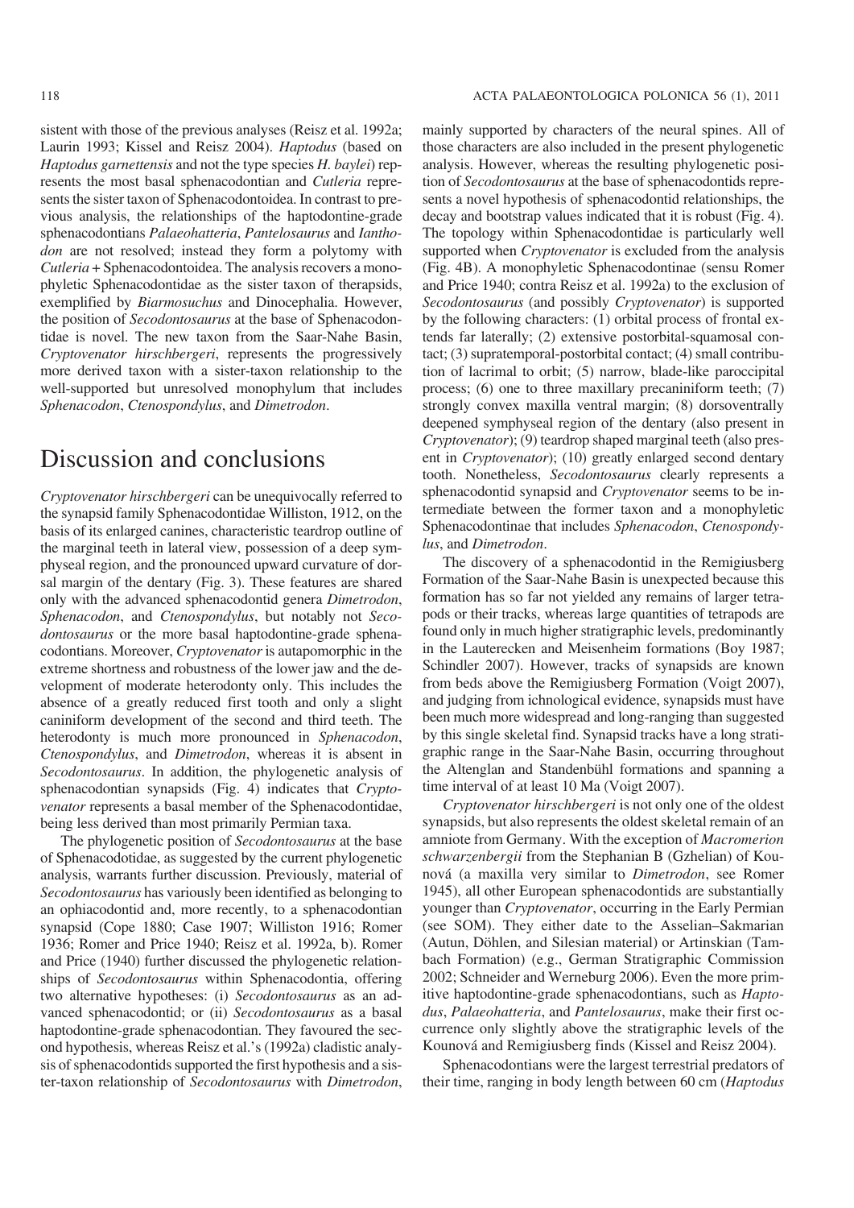sistent with those of the previous analyses (Reisz et al. 1992a; Laurin 1993; Kissel and Reisz 2004). *Haptodus* (based on *Haptodus garnettensis* and not the type species *H. baylei*) represents the most basal sphenacodontian and *Cutleria* represents the sister taxon of Sphenacodontoidea. In contrast to previous analysis, the relationships of the haptodontine-grade sphenacodontians *Palaeohatteria*, *Pantelosaurus* and *Ianthodon* are not resolved; instead they form a polytomy with *Cutleria* + Sphenacodontoidea. The analysis recovers a monophyletic Sphenacodontidae as the sister taxon of therapsids, exemplified by *Biarmosuchus* and Dinocephalia. However, the position of *Secodontosaurus* at the base of Sphenacodontidae is novel. The new taxon from the Saar-Nahe Basin, *Cryptovenator hirschbergeri*, represents the progressively more derived taxon with a sister-taxon relationship to the well-supported but unresolved monophylum that includes *Sphenacodon*, *Ctenospondylus*, and *Dimetrodon*.

# Discussion and conclusions

*Cryptovenator hirschbergeri* can be unequivocally referred to the synapsid family Sphenacodontidae Williston, 1912, on the basis of its enlarged canines, characteristic teardrop outline of the marginal teeth in lateral view, possession of a deep symphyseal region, and the pronounced upward curvature of dorsal margin of the dentary (Fig. 3). These features are shared only with the advanced sphenacodontid genera *Dimetrodon*, *Sphenacodon*, and *Ctenospondylus*, but notably not *Secodontosaurus* or the more basal haptodontine-grade sphenacodontians. Moreover, *Cryptovenator* is autapomorphic in the extreme shortness and robustness of the lower jaw and the development of moderate heterodonty only. This includes the absence of a greatly reduced first tooth and only a slight caniniform development of the second and third teeth. The heterodonty is much more pronounced in *Sphenacodon*, *Ctenospondylus*, and *Dimetrodon*, whereas it is absent in *Secodontosaurus*. In addition, the phylogenetic analysis of sphenacodontian synapsids (Fig. 4) indicates that *Cryptovenator* represents a basal member of the Sphenacodontidae, being less derived than most primarily Permian taxa.

The phylogenetic position of *Secodontosaurus* at the base of Sphenacodotidae, as suggested by the current phylogenetic analysis, warrants further discussion. Previously, material of *Secodontosaurus* has variously been identified as belonging to an ophiacodontid and, more recently, to a sphenacodontian synapsid (Cope 1880; Case 1907; Williston 1916; Romer 1936; Romer and Price 1940; Reisz et al. 1992a, b). Romer and Price (1940) further discussed the phylogenetic relationships of *Secodontosaurus* within Sphenacodontia, offering two alternative hypotheses: (i) *Secodontosaurus* as an advanced sphenacodontid; or (ii) *Secodontosaurus* as a basal haptodontine-grade sphenacodontian. They favoured the second hypothesis, whereas Reisz et al.'s (1992a) cladistic analysis of sphenacodontids supported the first hypothesis and a sister-taxon relationship of *Secodontosaurus* with *Dimetrodon*, mainly supported by characters of the neural spines. All of those characters are also included in the present phylogenetic analysis. However, whereas the resulting phylogenetic position of *Secodontosaurus* at the base of sphenacodontids represents a novel hypothesis of sphenacodontid relationships, the decay and bootstrap values indicated that it is robust (Fig. 4). The topology within Sphenacodontidae is particularly well supported when *Cryptovenator* is excluded from the analysis (Fig. 4B). A monophyletic Sphenacodontinae (sensu Romer and Price 1940; contra Reisz et al. 1992a) to the exclusion of *Secodontosaurus* (and possibly *Cryptovenator*) is supported by the following characters: (1) orbital process of frontal extends far laterally; (2) extensive postorbital-squamosal contact; (3) supratemporal-postorbital contact; (4) small contribution of lacrimal to orbit; (5) narrow, blade-like paroccipital process; (6) one to three maxillary precaniniform teeth; (7) strongly convex maxilla ventral margin; (8) dorsoventrally deepened symphyseal region of the dentary (also present in *Cryptovenator*); (9) teardrop shaped marginal teeth (also present in *Cryptovenator*); (10) greatly enlarged second dentary tooth. Nonetheless, *Secodontosaurus* clearly represents a sphenacodontid synapsid and *Cryptovenator* seems to be intermediate between the former taxon and a monophyletic Sphenacodontinae that includes *Sphenacodon*, *Ctenospondylus*, and *Dimetrodon*.

The discovery of a sphenacodontid in the Remigiusberg Formation of the Saar-Nahe Basin is unexpected because this formation has so far not yielded any remains of larger tetrapods or their tracks, whereas large quantities of tetrapods are found only in much higher stratigraphic levels, predominantly in the Lauterecken and Meisenheim formations (Boy 1987; Schindler 2007). However, tracks of synapsids are known from beds above the Remigiusberg Formation (Voigt 2007), and judging from ichnological evidence, synapsids must have been much more widespread and long-ranging than suggested by this single skeletal find. Synapsid tracks have a long stratigraphic range in the Saar-Nahe Basin, occurring throughout the Altenglan and Standenbühl formations and spanning a time interval of at least 10 Ma (Voigt 2007).

*Cryptovenator hirschbergeri* is not only one of the oldest synapsids, but also represents the oldest skeletal remain of an amniote from Germany. With the exception of *Macromerion schwarzenbergii* from the Stephanian B (Gzhelian) of Kounová (a maxilla very similar to *Dimetrodon*, see Romer 1945), all other European sphenacodontids are substantially younger than *Cryptovenator*, occurring in the Early Permian (see SOM). They either date to the Asselian–Sakmarian (Autun, Döhlen, and Silesian material) or Artinskian (Tambach Formation) (e.g., German Stratigraphic Commission 2002; Schneider and Werneburg 2006). Even the more primitive haptodontine-grade sphenacodontians, such as *Haptodus*, *Palaeohatteria*, and *Pantelosaurus*, make their first occurrence only slightly above the stratigraphic levels of the Kounová and Remigiusberg finds (Kissel and Reisz 2004).

Sphenacodontians were the largest terrestrial predators of their time, ranging in body length between 60 cm (*Haptodus*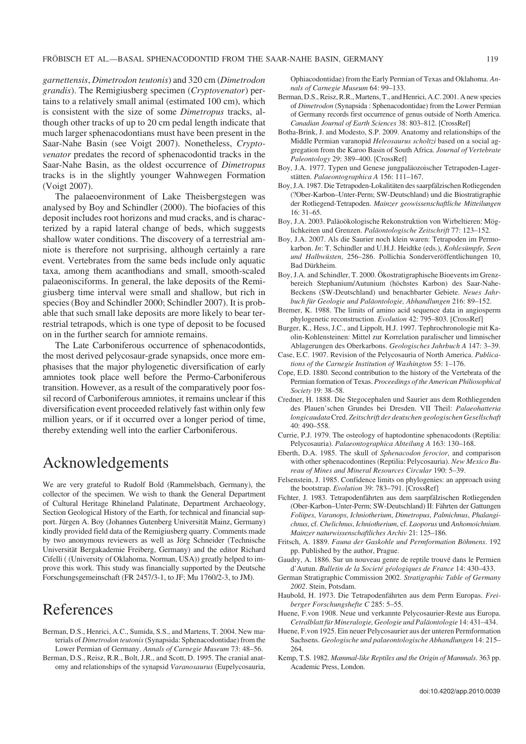*garnettensis*, *Dimetrodon teutonis*) and 320 cm (*Dimetrodon grandis*). The Remigiusberg specimen (*Cryptovenator*) pertains to a relatively small animal (estimated 100 cm), which is consistent with the size of some *Dimetropus* tracks, although other tracks of up to 20 cm pedal length indicate that much larger sphenacodontians must have been present in the Saar-Nahe Basin (see Voigt 2007). Nonetheless, *Cryptovenator* predates the record of sphenacodontid tracks in the Saar-Nahe Basin, as the oldest occurrence of *Dimetropus* tracks is in the slightly younger Wahnwegen Formation (Voigt 2007).

The palaeoenvironment of Lake Theisbergstegen was analysed by Boy and Schindler (2000). The biofacies of this deposit includes root horizons and mud cracks, and is characterized by a rapid lateral change of beds, which suggests shallow water conditions. The discovery of a terrestrial amniote is therefore not surprising, although certainly a rare event. Vertebrates from the same beds include only aquatic taxa, among them acanthodians and small, smooth-scaled palaeonisciforms. In general, the lake deposits of the Remigiusberg time interval were small and shallow, but rich in species (Boy and Schindler 2000; Schindler 2007). It is probable that such small lake deposits are more likely to bear terrestrial tetrapods, which is one type of deposit to be focused on in the further search for amniote remains.

The Late Carboniferous occurrence of sphenacodontids, the most derived pelycosaur-grade synapsids, once more emphasises that the major phylogenetic diversification of early amniotes took place well before the Permo-Carboniferous transition. However, as a result of the comparatively poor fossil record of Carboniferous amniotes, it remains unclear if this diversification event proceeded relatively fast within only few million years, or if it occurred over a longer period of time, thereby extending well into the earlier Carboniferous.

# Acknowledgements

We are very grateful to Rudolf Bold (Rammelsbach, Germany), the collector of the specimen. We wish to thank the General Department of Cultural Heritage Rhineland Palatinate, Department Archaeology, Section Geological History of the Earth, for technical and financial support. Jürgen A. Boy (Johannes Gutenberg Universität Mainz, Germany) kindly provided field data of the Remigiusberg quarry. Comments made by two anonymous reviewers as well as Jörg Schneider (Technische Universität Bergakademie Freiberg, Germany) and the editor Richard Cifelli ( (University of Oklahoma, Norman, USA)) greatly helped to improve this work. This study was financially supported by the Deutsche Forschungsgemeinschaft (FR 2457/3-1, to JF; Mu 1760/2-3, to JM).

# References

Berman, D.S., Henrici, A.C., Sumida, S.S., and Martens, T. 2004. New materials of *Dimetrodon teutonis* (Synapsida: Sphenacodontidae) from the Lower Permian of Germany. *Annals of Carnegie Museum* 73: 48–56.

Berman, D.S., Reisz, R.R., Bolt, J.R., and Scott, D. 1995. The cranial anatomy and relationships of the synapsid *Varanosaurus* (Eupelycosauria, Ophiacodontidae) from the Early Permian of Texas and Oklahoma. *Annals of Carnegie Museum* 64: 99–133.

Berman, D.S., Reisz, R.R., Martens, T., and Henrici, A.C. 2001. A new species of *Dimetrodon* (Synapsida : Sphenacodontidae) from the Lower Permian of Germany records first occurrence of genus outside of North America. *Canadian Journal of Earth Sciences* 38: 803–812. [CrossRef]

Botha-Brink, J. and Modesto, S.P. 2009. Anatomy and relationships of the Middle Permian varanopid *Heleosaurus scholtzi* based on a social aggregation from the Karoo Basin of South Africa. *Journal of Vertebrate Paleontology* 29: 389–400. [CrossRef]

Boy, J.A. 1977. Typen und Genese jungpaläozoischer Tetrapoden-Lagerstätten. *Palaeontographica A* 156: 111–167.

Boy, J.A. 1987. Die Tetrapoden-Lokalitäten des saarpfälzischen Rotliegenden (?Ober-Karbon–Unter-Perm; SW-Deutschland) und die Biostratigraphie der Rotliegend-Tetrapoden. *Mainzer geowissenschaftliche Mitteilungen* 16: 31–65.

Boy, J.A. 2003. Paläoökologische Rekonstruktion von Wirbeltieren: Möglichkeiten und Grenzen. *Paläontologische Zeitschrift* 77: 123–152.

Boy, J.A. 2007. Als die Saurier noch klein waren: Tetrapoden im Permokarbon. *In*: T. Schindler and U.H.J. Heidtke (eds.), *Kohlesümpfe, Seen und Halbwüsten*, 256–286. Pollichia Sonderveröffentlichungen 10, Bad Dürkheim.

Boy, J.A. and Schindler, T. 2000. Ökostratigraphische Bioevents im Grenzbereich Stephanium/Autunium (höchstes Karbon) des Saar-Nahe-Beckens (SW-Deutschland) und benachbarter Gebiete. *Neues Jahrbuch für Geologie und Paläontologie, Abhandlungen* 216: 89–152.

Bremer, K. 1988. The limits of amino acid sequence data in angiosperm phylogenetic reconstruction. *Evolution* 42: 795–803. [CrossRef]

Burger, K., Hess, J.C., and Lippolt, H.J. 1997. Tephrochronologie mit Kaolin-Kohlensteinen: Mittel zur Korrelation paralischer und limnischer Ablagerungen des Oberkarbons. *Geologisches Jahrbuch A* 147: 3–39.

Case, E.C. 1907. Revision of the Pelycosauria of North America. *Publications of the Carnegie Institution of Washington* 55: 1–176.

Cope, E.D. 1880. Second contribution to the history of the Vertebrata of the Permian formation of Texas. *Proceedings of the American Philiosophical Society* 19: 38–58.

Credner, H. 1888. Die Stegocephalen und Saurier aus dem Rothliegenden des Plauen'schen Grundes bei Dresden. VII Theil: *Palaeohatteria longicaudata* Cred. *Zeitschrift der deutschen geologischen Gesellschaft* 40: 490–558.

Currie, P.J. 1979. The osteology of haptodontine sphenacodonts (Reptilia: Pelycosauria). *Palaeontographica Abteilung A* 163: 130–168.

Eberth, D.A. 1985. The skull of *Sphenacodon ferocior*, and comparison with other sphenacodontines (Reptilia: Pelycosauria). *New Mexico Bureau of Mines and Mineral Resources Circular* 190: 5–39.

Felsenstein, J. 1985. Confidence limits on phylogenies: an approach using the bootstrap. *Evolution* 39: 783–791. [CrossRef]

Fichter, J. 1983. Tetrapodenfährten aus dem saarpfälzischen Rotliegenden (Ober-Karbon–Unter-Perm; SW-Deutschland) II: Fährten der Gattungen *Foliipes*, *Varanops*, *Ichniotherium*, *Dimetropus*, *Palmichnus*, *Phalangichnus*, cf. *Chelichnus*, *Ichniotherium*, cf. *Laoporus* und *Anhomoichnium*. *Mainzer naturwissenschaftliches Archiv* 21: 125–186.

Fritsch, A. 1889. *Fauna der Gaskohle und Permformation Böhmens*. 192 pp. Published by the author, Prague.

Gaudry, A. 1886. Sur un nouveau genre de reptile trouvé dans le Permien d'Autun. *Bulletin de la Societé géologiques de France* 14: 430–433.

German Stratigraphic Commission 2002. *Stratigraphic Table of Germany 2002*. Stein, Potsdam.

Haubold, H. 1973. Die Tetrapodenfährten aus dem Perm Europas. *Freiberger Forschungshefte C* 285: 5–55.

Huene, F.von 1908. Neue und verkannte Pelycosaurier-Reste aus Europa. *Cetralblatt für Mineralogie, Geologie und Paläontologie* 14: 431–434.

Huene, F.von 1925. Ein neuer Pelycosaurier aus der unteren Permformation Sachsens. *Geologische und palaeontologische Abhandlungen* 14: 215–264.

Kemp, T.S. 1982. *Mammal-like Reptiles and the Origin of Mammals*. 363 pp. Academic Press, London.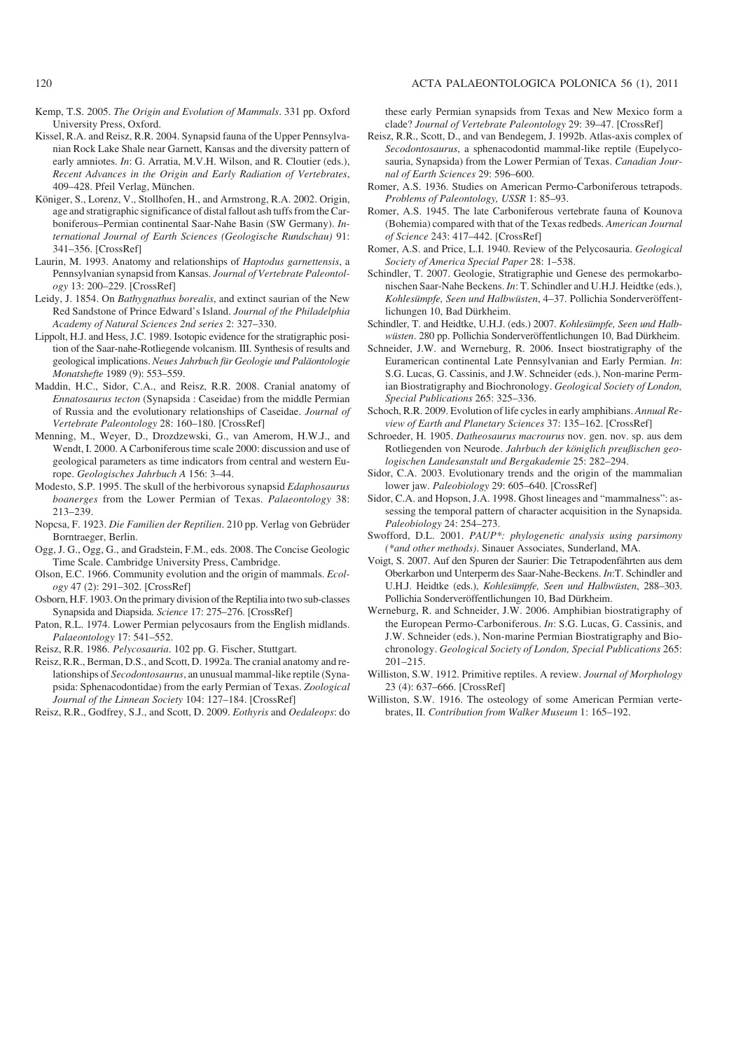Kemp, T.S. 2005. *The Origin and Evolution of Mammals*. 331 pp. Oxford University Press, Oxford.

Kissel, R.A. and Reisz, R.R. 2004. Synapsid fauna of the Upper Pennsylvanian Rock Lake Shale near Garnett, Kansas and the diversity pattern of early amniotes. *In*: G. Arratia, M.V.H. Wilson, and R. Cloutier (eds.), *Recent Advances in the Origin and Early Radiation of Vertebrates*, 409–428. Pfeil Verlag, München.

Königer, S., Lorenz, V., Stollhofen, H., and Armstrong, R.A. 2002. Origin, age and stratigraphic significance of distal fallout ash tuffs from the Carboniferous–Permian continental Saar-Nahe Basin (SW Germany). *International Journal of Earth Sciences (Geologische Rundschau)* 91: 341–356. [CrossRef]

Laurin, M. 1993. Anatomy and relationships of *Haptodus garnettensis*, a Pennsylvanian synapsid from Kansas. *Journal of Vertebrate Paleontology* 13: 200–229. [CrossRef]

Leidy, J. 1854. On *Bathygnathus borealis*, and extinct saurian of the New Red Sandstone of Prince Edward's Island. *Journal of the Philadelphia Academy of Natural Sciences 2nd series* 2: 327–330.

Lippolt, H.J. and Hess, J.C. 1989. Isotopic evidence for the stratigraphic position of the Saar-nahe-Rotliegende volcanism. III. Synthesis of results and geological implications. *Neues Jahrbuch für Geologie und Paläontologie Monatshefte* 1989 (9): 553–559.

Maddin, H.C., Sidor, C.A., and Reisz, R.R. 2008. Cranial anatomy of *Ennatosaurus tecton* (Synapsida : Caseidae) from the middle Permian of Russia and the evolutionary relationships of Caseidae. *Journal of Vertebrate Paleontology* 28: 160–180. [CrossRef]

Menning, M., Weyer, D., Drozdzewski, G., van Amerom, H.W.J., and Wendt, I. 2000. A Carboniferous time scale 2000: discussion and use of geological parameters as time indicators from central and western Europe. *Geologisches Jahrbuch A* 156: 3–44.

Modesto, S.P. 1995. The skull of the herbivorous synapsid *Edaphosaurus boanerges* from the Lower Permian of Texas. *Palaeontology* 38: 213–239.

Nopcsa, F. 1923. *Die Familien der Reptilien*. 210 pp. Verlag von Gebrüder Borntraeger, Berlin.

Ogg, J. G., Ogg, G., and Gradstein, F.M., eds. 2008. The Concise Geologic Time Scale. Cambridge University Press, Cambridge.

Olson, E.C. 1966. Community evolution and the origin of mammals. *Ecology* 47 (2): 291–302. [CrossRef]

Osborn, H.F. 1903. On the primary division of the Reptilia into two sub-classes Synapsida and Diapsida. *Science* 17: 275–276. [CrossRef]

Paton, R.L. 1974. Lower Permian pelycosaurs from the English midlands. *Palaeontology* 17: 541–552.

Reisz, R.R. 1986. *Pelycosauria*. 102 pp. G. Fischer, Stuttgart.

Reisz, R.R., Berman, D.S., and Scott, D. 1992a. The cranial anatomy and relationships of *Secodontosaurus*, an unusual mammal-like reptile (Synapsida: Sphenacodontidae) from the early Permian of Texas. *Zoological Journal of the Linnean Society* 104: 127–184. [CrossRef]

Reisz, R.R., Godfrey, S.J., and Scott, D. 2009. *Eothyris* and *Oedaleops*: do these early Permian synapsids from Texas and New Mexico form a clade? *Journal of Vertebrate Paleontology* 29: 39–47. [CrossRef]

Reisz, R.R., Scott, D., and van Bendegem, J. 1992b. Atlas-axis complex of *Secodontosaurus*, a sphenacodontid mammal-like reptile (Eupelycosauria, Synapsida) from the Lower Permian of Texas. *Canadian Journal of Earth Sciences* 29: 596–600.

Romer, A.S. 1936. Studies on American Permo-Carboniferous tetrapods. *Problems of Paleontology, USSR* 1: 85–93.

Romer, A.S. 1945. The late Carboniferous vertebrate fauna of Kounova (Bohemia) compared with that of the Texas redbeds. *American Journal of Science* 243: 417–442. [CrossRef]

Romer, A.S. and Price, L.I. 1940. Review of the Pelycosauria. *Geological Society of America Special Paper* 28: 1–538.

Schindler, T. 2007. Geologie, Stratigraphie und Genese des permokarbonischen Saar-Nahe Beckens. *In*: T. Schindler and U.H.J. Heidtke (eds.), *Kohlesümpfe, Seen und Halbwüsten*, 4–37. Pollichia Sonderveröffentlichungen 10, Bad Dürkheim.

Schindler, T. and Heidtke, U.H.J. (eds.) 2007. *Kohlesümpfe, Seen und Halbwüsten*. 280 pp. Pollichia Sonderveröffentlichungen 10, Bad Dürkheim.

Schneider, J.W. and Werneburg, R. 2006. Insect biostratigraphy of the Euramerican continental Late Pennsylvanian and Early Permian. *In*: S.G. Lucas, G. Cassinis, and J.W. Schneider (eds.), Non-marine Permian Biostratigraphy and Biochronology. *Geological Society of London, Special Publications* 265: 325–336.

Schoch, R.R. 2009. Evolution of life cycles in early amphibians. *Annual Review of Earth and Planetary Sciences* 37: 135–162. [CrossRef]

Schroeder, H. 1905. *Datheosaurus macrourus* nov. gen. nov. sp. aus dem Rotliegenden von Neurode. *Jahrbuch der königlich preußischen geologischen Landesanstalt und Bergakademie* 25: 282–294.

Sidor, C.A. 2003. Evolutionary trends and the origin of the mammalian lower jaw. *Paleobiology* 29: 605–640. [CrossRef]

Sidor, C.A. and Hopson, J.A. 1998. Ghost lineages and "mammalness": assessing the temporal pattern of character acquisition in the Synapsida. *Paleobiology* 24: 254–273.

Swofford, D.L. 2001. *PAUP\*: phylogenetic analysis using parsimony (\*and other methods)*. Sinauer Associates, Sunderland, MA.

Voigt, S. 2007. Auf den Spuren der Saurier: Die Tetrapodenfährten aus dem Oberkarbon und Unterperm des Saar-Nahe-Beckens. *In*:T. Schindler and U.H.J. Heidtke (eds.), *Kohlesümpfe, Seen und Halbwüsten*, 288–303. Pollichia Sonderveröffentlichungen 10, Bad Dürkheim.

Werneburg, R. and Schneider, J.W. 2006. Amphibian biostratigraphy of the European Permo-Carboniferous. *In*: S.G. Lucas, G. Cassinis, and J.W. Schneider (eds.), Non-marine Permian Biostratigraphy and Biochronology. *Geological Society of London, Special Publications* 265: 201–215.

Williston, S.W. 1912. Primitive reptiles. A review. *Journal of Morphology* 23 (4): 637–666. [CrossRef]

Williston, S.W. 1916. The osteology of some American Permian vertebrates, II. *Contribution from Walker Museum* 1: 165–192.